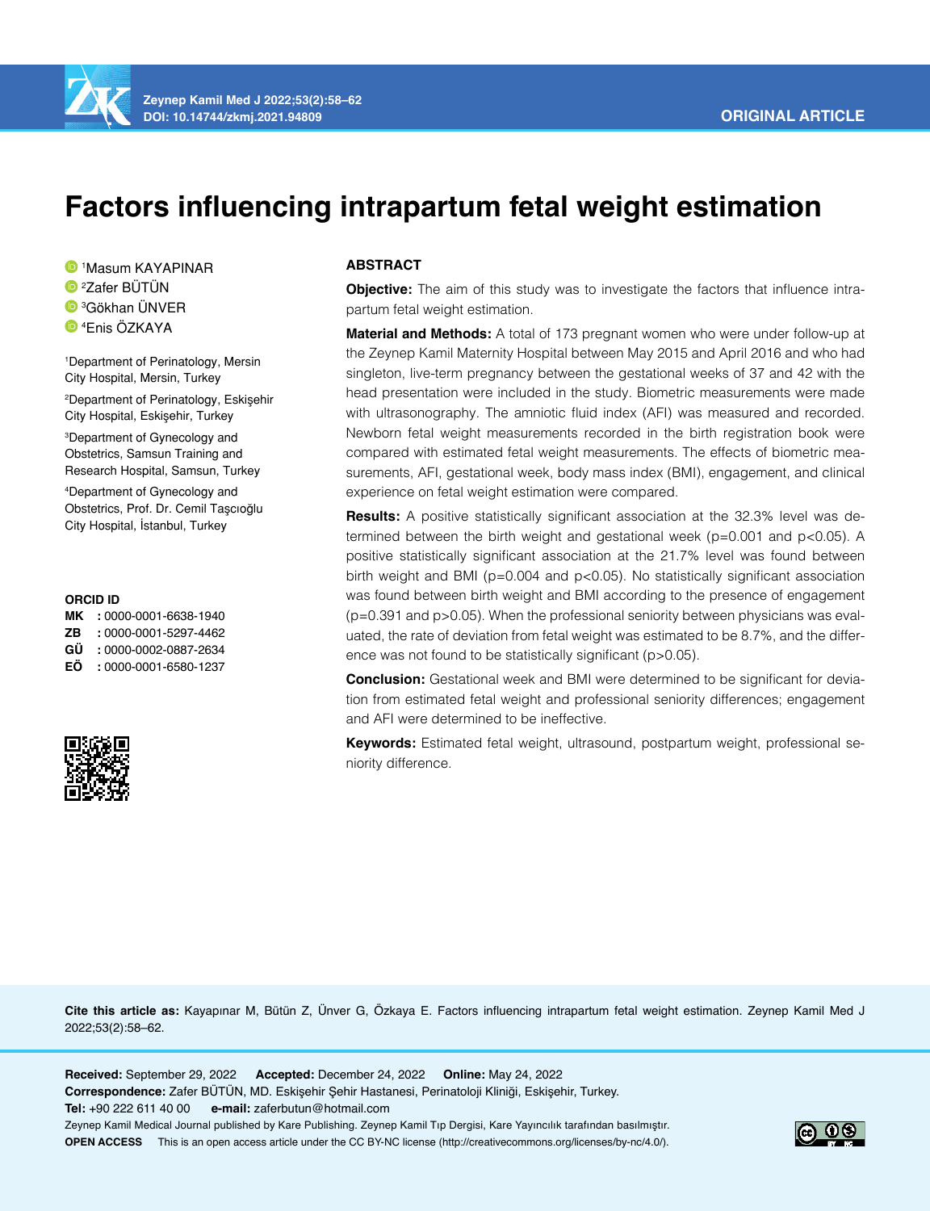ORIGINAL ARTICLE

# Factors influencing intrapartum fetal weight estimation

[1]Masum KAYAPINAR
[2]Zafer BÜTÜN
[3]Gökhan ÜNVER
[4]Enis ÖZKAYA

[1]Department of Perinatology, Mersin City Hospital, Mersin, Turkey

[2]Department of Perinatology, Eskişehir City Hospital, Eskişehir, Turkey

[3]Department of Gynecology and Obstetrics, Samsun Training and Research Hospital, Samsun, Turkey

[4]Department of Gynecology and Obstetrics, Prof. Dr. Cemil Taşcıoğlu City Hospital, İstanbul, Turkey

**ORCID ID**

**MK** : 0000-0001-6638-1940
**ZB** : 0000-0001-5297-4462
**GÜ** : 0000-0002-0887-2634
**EÖ** : 0000-0001-6580-1237

## ABSTRACT

**Objective:** The aim of this study was to investigate the factors that influence intrapartum fetal weight estimation.

**Material and Methods:** A total of 173 pregnant women who were under follow-up at the Zeynep Kamil Maternity Hospital between May 2015 and April 2016 and who had singleton, live-term pregnancy between the gestational weeks of 37 and 42 with the head presentation were included in the study. Biometric measurements were made with ultrasonography. The amniotic fluid index (AFI) was measured and recorded. Newborn fetal weight measurements recorded in the birth registration book were compared with estimated fetal weight measurements. The effects of biometric measurements, AFI, gestational week, body mass index (BMI), engagement, and clinical experience on fetal weight estimation were compared.

**Results:** A positive statistically significant association at the 32.3% level was determined between the birth weight and gestational week ($p=0.001$ and $p<0.05$). A positive statistically significant association at the 21.7% level was found between birth weight and BMI ($p=0.004$ and $p<0.05$). No statistically significant association was found between birth weight and BMI according to the presence of engagement ($p=0.391$ and $p>0.05$). When the professional seniority between physicians was evaluated, the rate of deviation from fetal weight was estimated to be 8.7%, and the difference was not found to be statistically significant ($p>0.05$).

**Conclusion:** Gestational week and BMI were determined to be significant for deviation from estimated fetal weight and professional seniority differences; engagement and AFI were determined to be ineffective.

**Keywords:** Estimated fetal weight, ultrasound, postpartum weight, professional seniority difference.

**Cite this article as:** Kayapınar M, Bütün Z, Ünver G, Özkaya E. Factors influencing intrapartum fetal weight estimation. Zeynep Kamil Med J 2022;53(2):58–62.

**Received:** September 29, 2022 **Accepted:** December 24, 2022 **Online:** May 24, 2022

**Correspondence:** Zafer BÜTÜN, MD. Eskişehir Şehir Hastanesi, Perinatoloji Kliniği, Eskişehir, Turkey.

**Tel:** +90 222 611 40 00 **e-mail:** zaferbutun@hotmail.com

Zeynep Kamil Medical Journal published by Kare Publishing. Zeynep Kamil Tıp Dergisi, Kare Yayıncılık tarafından basılmıştır.

**OPEN ACCESS** This is an open access article under the CC BY-NC license (http://creativecommons.org/licenses/by-nc/4.0/).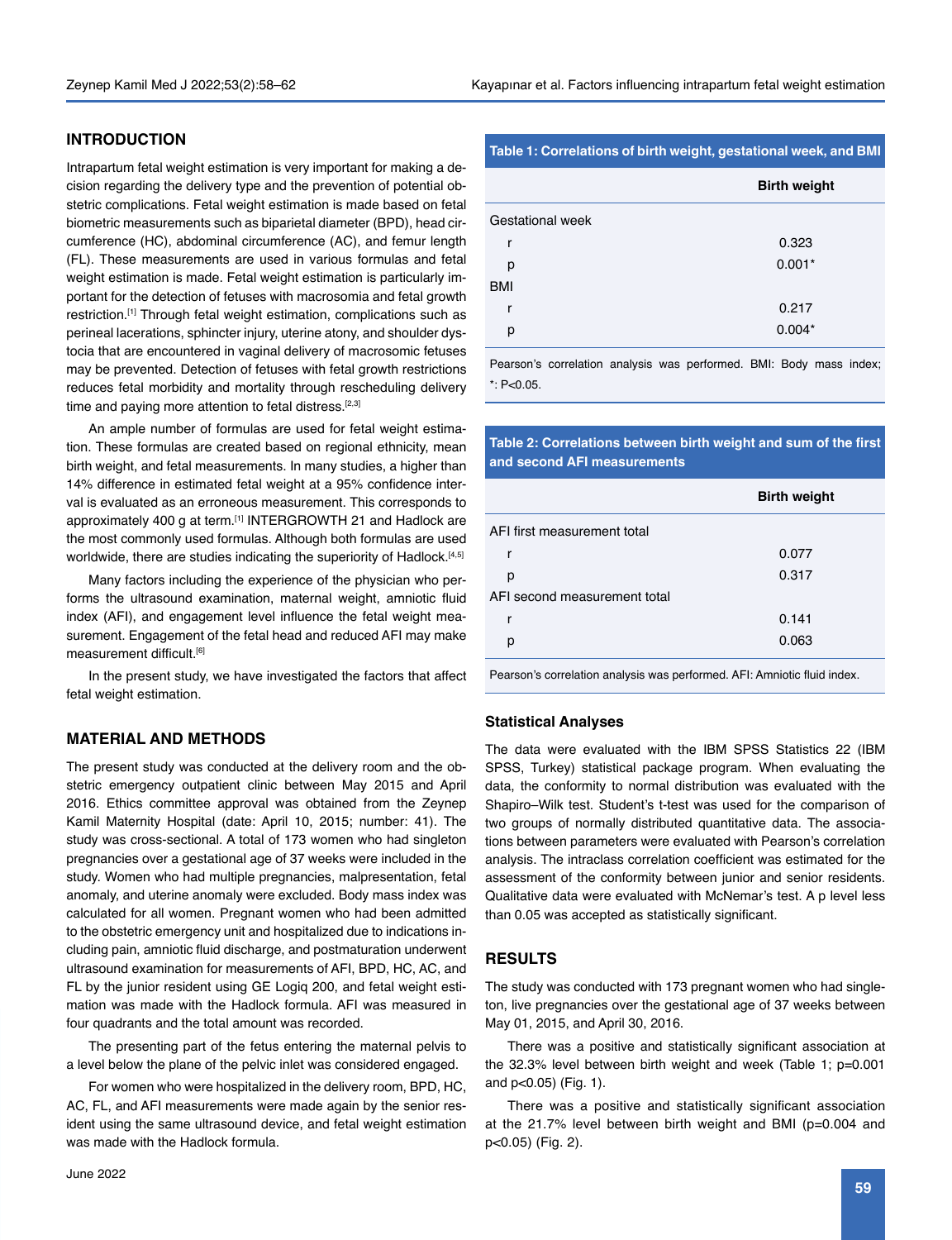## INTRODUCTION

Intrapartum fetal weight estimation is very important for making a decision regarding the delivery type and the prevention of potential obstetric complications. Fetal weight estimation is made based on fetal biometric measurements such as biparietal diameter (BPD), head circumference (HC), abdominal circumference (AC), and femur length (FL). These measurements are used in various formulas and fetal weight estimation is made. Fetal weight estimation is particularly important for the detection of fetuses with macrosomia and fetal growth restriction.[1] Through fetal weight estimation, complications such as perineal lacerations, sphincter injury, uterine atony, and shoulder dystocia that are encountered in vaginal delivery of macrosomic fetuses may be prevented. Detection of fetuses with fetal growth restrictions reduces fetal morbidity and mortality through rescheduling delivery time and paying more attention to fetal distress.[2,3]

An ample number of formulas are used for fetal weight estimation. These formulas are created based on regional ethnicity, mean birth weight, and fetal measurements. In many studies, a higher than 14% difference in estimated fetal weight at a 95% confidence interval is evaluated as an erroneous measurement. This corresponds to approximately 400 g at term.[1] INTERGROWTH 21 and Hadlock are the most commonly used formulas. Although both formulas are used worldwide, there are studies indicating the superiority of Hadlock.[4,5]

Many factors including the experience of the physician who performs the ultrasound examination, maternal weight, amniotic fluid index (AFI), and engagement level influence the fetal weight measurement. Engagement of the fetal head and reduced AFI may make measurement difficult.[6]

In the present study, we have investigated the factors that affect fetal weight estimation.

## MATERIAL AND METHODS

The present study was conducted at the delivery room and the obstetric emergency outpatient clinic between May 2015 and April 2016. Ethics committee approval was obtained from the Zeynep Kamil Maternity Hospital (date: April 10, 2015; number: 41). The study was cross-sectional. A total of 173 women who had singleton pregnancies over a gestational age of 37 weeks were included in the study. Women who had multiple pregnancies, malpresentation, fetal anomaly, and uterine anomaly were excluded. Body mass index was calculated for all women. Pregnant women who had been admitted to the obstetric emergency unit and hospitalized due to indications including pain, amniotic fluid discharge, and postmaturation underwent ultrasound examination for measurements of AFI, BPD, HC, AC, and FL by the junior resident using GE Logiq 200, and fetal weight estimation was made with the Hadlock formula. AFI was measured in four quadrants and the total amount was recorded.

The presenting part of the fetus entering the maternal pelvis to a level below the plane of the pelvic inlet was considered engaged.

For women who were hospitalized in the delivery room, BPD, HC, AC, FL, and AFI measurements were made again by the senior resident using the same ultrasound device, and fetal weight estimation was made with the Hadlock formula.

**Table 1: Correlations of birth weight, gestational week, and BMI**

| | Birth weight |
|---|---|
| Gestational week | |
| r | 0.323 |
| p | 0.001* |
| BMI | |
| r | 0.217 |
| p | 0.004* |

Pearson's correlation analysis was performed. BMI: Body mass index; *: P<0.05.

**Table 2: Correlations between birth weight and sum of the first and second AFI measurements**

| | Birth weight |
|---|---|
| AFI first measurement total | |
| r | 0.077 |
| p | 0.317 |
| AFI second measurement total | |
| r | 0.141 |
| p | 0.063 |

Pearson's correlation analysis was performed. AFI: Amniotic fluid index.

### Statistical Analyses

The data were evaluated with the IBM SPSS Statistics 22 (IBM SPSS, Turkey) statistical package program. When evaluating the data, the conformity to normal distribution was evaluated with the Shapiro–Wilk test. Student's t-test was used for the comparison of two groups of normally distributed quantitative data. The associations between parameters were evaluated with Pearson's correlation analysis. The intraclass correlation coefficient was estimated for the assessment of the conformity between junior and senior residents. Qualitative data were evaluated with McNemar's test. A p level less than 0.05 was accepted as statistically significant.

## RESULTS

The study was conducted with 173 pregnant women who had singleton, live pregnancies over the gestational age of 37 weeks between May 01, 2015, and April 30, 2016.

There was a positive and statistically significant association at the 32.3% level between birth weight and week (Table 1; p=0.001 and p<0.05) (Fig. 1).

There was a positive and statistically significant association at the 21.7% level between birth weight and BMI (p=0.004 and p<0.05) (Fig. 2).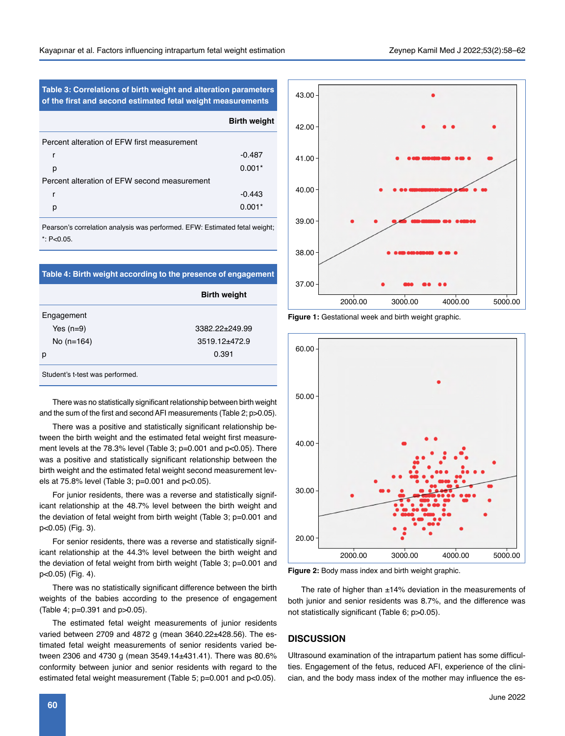**Table 3: Correlations of birth weight and alteration parameters of the first and second estimated fetal weight measurements**

| | Birth weight |
|---|---|
| Percent alteration of EFW first measurement | |
| r | -0.487 |
| p | 0.001* |
| Percent alteration of EFW second measurement | |
| r | -0.443 |
| p | 0.001* |

Pearson's correlation analysis was performed. EFW: Estimated fetal weight; *: P<0.05.

**Table 4: Birth weight according to the presence of engagement**

| | Birth weight |
|---|---|
| Engagement | |
| Yes (n=9) | 3382.22±249.99 |
| No (n=164) | 3519.12±472.9 |
| p | 0.391 |

Student's t-test was performed.

There was no statistically significant relationship between birth weight and the sum of the first and second AFI measurements (Table 2; p>0.05).

There was a positive and statistically significant relationship between the birth weight and the estimated fetal weight first measurement levels at the 78.3% level (Table 3; p=0.001 and p<0.05). There was a positive and statistically significant relationship between the birth weight and the estimated fetal weight second measurement levels at 75.8% level (Table 3; p=0.001 and p<0.05).

For junior residents, there was a reverse and statistically significant relationship at the 48.7% level between the birth weight and the deviation of fetal weight from birth weight (Table 3; p=0.001 and p<0.05) (Fig. 3).

For senior residents, there was a reverse and statistically significant relationship at the 44.3% level between the birth weight and the deviation of fetal weight from birth weight (Table 3; p=0.001 and p<0.05) (Fig. 4).

There was no statistically significant difference between the birth weights of the babies according to the presence of engagement (Table 4; p=0.391 and p>0.05).

The estimated fetal weight measurements of junior residents varied between 2709 and 4872 g (mean 3640.22±428.56). The estimated fetal weight measurements of senior residents varied between 2306 and 4730 g (mean 3549.14±431.41). There was 80.6% conformity between junior and senior residents with regard to the estimated fetal weight measurement (Table 5; p=0.001 and p<0.05).

**Figure 1:** Gestational week and birth weight graphic.

**Figure 2:** Body mass index and birth weight graphic.

The rate of higher than ±14% deviation in the measurements of both junior and senior residents was 8.7%, and the difference was not statistically significant (Table 6; p>0.05).

## DISCUSSION

Ultrasound examination of the intrapartum patient has some difficulties. Engagement of the fetus, reduced AFI, experience of the clinician, and the body mass index of the mother may influence the es-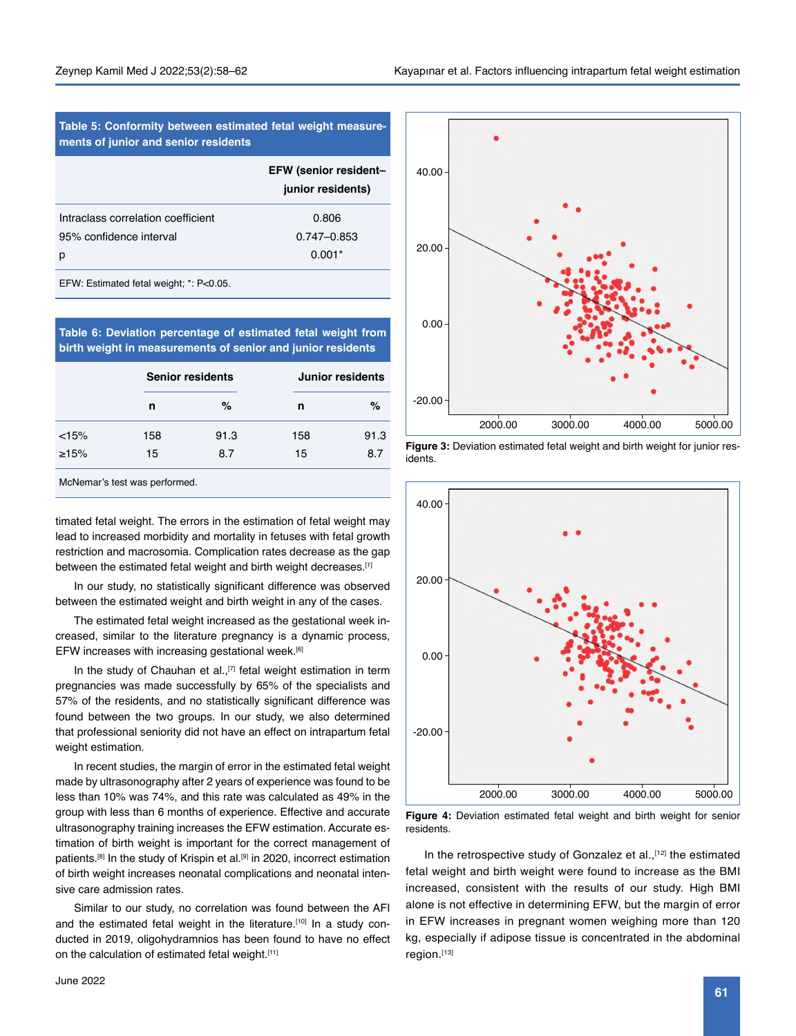**Table 5: Conformity between estimated fetal weight measurements of junior and senior residents**

| | EFW (senior resident–junior residents) |
|---|---|
| Intraclass correlation coefficient | 0.806 |
| 95% confidence interval | 0.747–0.853 |
| p | 0.001* |

EFW: Estimated fetal weight; *: P<0.05.

**Table 6: Deviation percentage of estimated fetal weight from birth weight in measurements of senior and junior residents**

| | Senior residents | | Junior residents | |
|---|---|---|---|---|
| | n | % | n | % |
| <15% | 158 | 91.3 | 158 | 91.3 |
| ≥15% | 15 | 8.7 | 15 | 8.7 |

McNemar's test was performed.

timated fetal weight. The errors in the estimation of fetal weight may lead to increased morbidity and mortality in fetuses with fetal growth restriction and macrosomia. Complication rates decrease as the gap between the estimated fetal weight and birth weight decreases.[1]

In our study, no statistically significant difference was observed between the estimated weight and birth weight in any of the cases.

The estimated fetal weight increased as the gestational week increased, similar to the literature pregnancy is a dynamic process, EFW increases with increasing gestational week.[6]

In the study of Chauhan et al.,[7] fetal weight estimation in term pregnancies was made successfully by 65% of the specialists and 57% of the residents, and no statistically significant difference was found between the two groups. In our study, we also determined that professional seniority did not have an effect on intrapartum fetal weight estimation.

In recent studies, the margin of error in the estimated fetal weight made by ultrasonography after 2 years of experience was found to be less than 10% was 74%, and this rate was calculated as 49% in the group with less than 6 months of experience. Effective and accurate ultrasonography training increases the EFW estimation. Accurate estimation of birth weight is important for the correct management of patients.[8] In the study of Krispin et al.[9] in 2020, incorrect estimation of birth weight increases neonatal complications and neonatal intensive care admission rates.

Similar to our study, no correlation was found between the AFI and the estimated fetal weight in the literature.[10] In a study conducted in 2019, oligohydramnios has been found to have no effect on the calculation of estimated fetal weight.[11]

**Figure 3:** Deviation estimated fetal weight and birth weight for junior residents.

**Figure 4:** Deviation estimated fetal weight and birth weight for senior residents.

In the retrospective study of Gonzalez et al.,[12] the estimated fetal weight and birth weight were found to increase as the BMI increased, consistent with the results of our study. High BMI alone is not effective in determining EFW, but the margin of error in EFW increases in pregnant women weighing more than 120 kg, especially if adipose tissue is concentrated in the abdominal region.[13]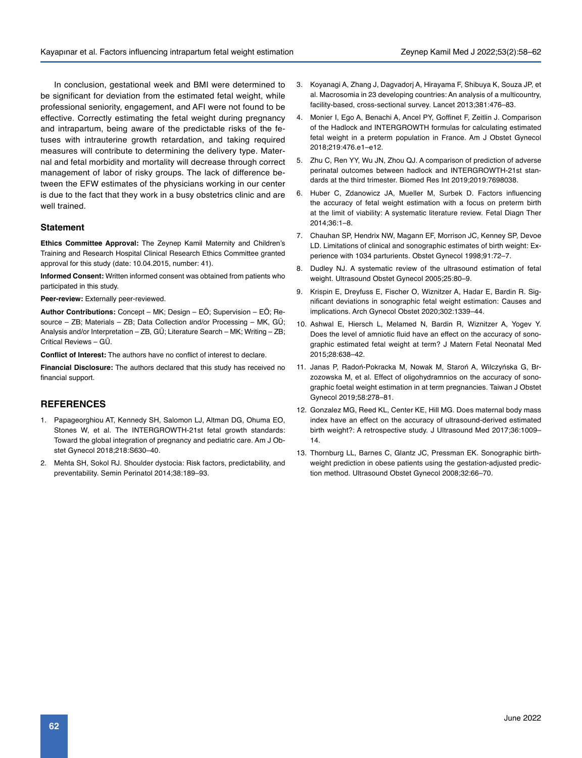In conclusion, gestational week and BMI were determined to be significant for deviation from the estimated fetal weight, while professional seniority, engagement, and AFI were not found to be effective. Correctly estimating the fetal weight during pregnancy and intrapartum, being aware of the predictable risks of the fetuses with intrauterine growth retardation, and taking required measures will contribute to determining the delivery type. Maternal and fetal morbidity and mortality will decrease through correct management of labor of risky groups. The lack of difference between the EFW estimates of the physicians working in our center is due to the fact that they work in a busy obstetrics clinic and are well trained.

### Statement

**Ethics Committee Approval:** The Zeynep Kamil Maternity and Children's Training and Research Hospital Clinical Research Ethics Committee granted approval for this study (date: 10.04.2015, number: 41).

**Informed Consent:** Written informed consent was obtained from patients who participated in this study.

**Peer-review:** Externally peer-reviewed.

**Author Contributions:** Concept – MK; Design – EÖ; Supervision – EÖ; Resource – ZB; Materials – ZB; Data Collection and/or Processing – MK, GÜ; Analysis and/or Interpretation – ZB, GÜ; Literature Search – MK; Writing – ZB; Critical Reviews – GÜ.

**Conflict of Interest:** The authors have no conflict of interest to declare.

**Financial Disclosure:** The authors declared that this study has received no financial support.

## REFERENCES

1. Papageorghiou AT, Kennedy SH, Salomon LJ, Altman DG, Ohuma EO, Stones W, et al. The INTERGROWTH-21st fetal growth standards: Toward the global integration of pregnancy and pediatric care. Am J Obstet Gynecol 2018;218:S630–40.
2. Mehta SH, Sokol RJ. Shoulder dystocia: Risk factors, predictability, and preventability. Semin Perinatol 2014;38:189–93.
3. Koyanagi A, Zhang J, Dagvadorj A, Hirayama F, Shibuya K, Souza JP, et al. Macrosomia in 23 developing countries: An analysis of a multicountry, facility-based, cross-sectional survey. Lancet 2013;381:476–83.
4. Monier I, Ego A, Benachi A, Ancel PY, Goffinet F, Zeitlin J. Comparison of the Hadlock and INTERGROWTH formulas for calculating estimated fetal weight in a preterm population in France. Am J Obstet Gynecol 2018;219:476.e1–e12.
5. Zhu C, Ren YY, Wu JN, Zhou QJ. A comparison of prediction of adverse perinatal outcomes between hadlock and INTERGROWTH-21st standards at the third trimester. Biomed Res Int 2019;2019:7698038.
6. Huber C, Zdanowicz JA, Mueller M, Surbek D. Factors influencing the accuracy of fetal weight estimation with a focus on preterm birth at the limit of viability: A systematic literature review. Fetal Diagn Ther 2014;36:1–8.
7. Chauhan SP, Hendrix NW, Magann EF, Morrison JC, Kenney SP, Devoe LD. Limitations of clinical and sonographic estimates of birth weight: Experience with 1034 parturients. Obstet Gynecol 1998;91:72–7.
8. Dudley NJ. A systematic review of the ultrasound estimation of fetal weight. Ultrasound Obstet Gynecol 2005;25:80–9.
9. Krispin E, Dreyfuss E, Fischer O, Wiznitzer A, Hadar E, Bardin R. Significant deviations in sonographic fetal weight estimation: Causes and implications. Arch Gynecol Obstet 2020;302:1339–44.
10. Ashwal E, Hiersch L, Melamed N, Bardin R, Wiznitzer A, Yogev Y. Does the level of amniotic fluid have an effect on the accuracy of sonographic estimated fetal weight at term? J Matern Fetal Neonatal Med 2015;28:638–42.
11. Janas P, Radoń-Pokracka M, Nowak M, Staroń A, Wilczyńska G, Brzozowska M, et al. Effect of oligohydramnios on the accuracy of sonographic foetal weight estimation in at term pregnancies. Taiwan J Obstet Gynecol 2019;58:278–81.
12. Gonzalez MG, Reed KL, Center KE, Hill MG. Does maternal body mass index have an effect on the accuracy of ultrasound-derived estimated birth weight?: A retrospective study. J Ultrasound Med 2017;36:1009–14.
13. Thornburg LL, Barnes C, Glantz JC, Pressman EK. Sonographic birthweight prediction in obese patients using the gestation-adjusted prediction method. Ultrasound Obstet Gynecol 2008;32:66–70.